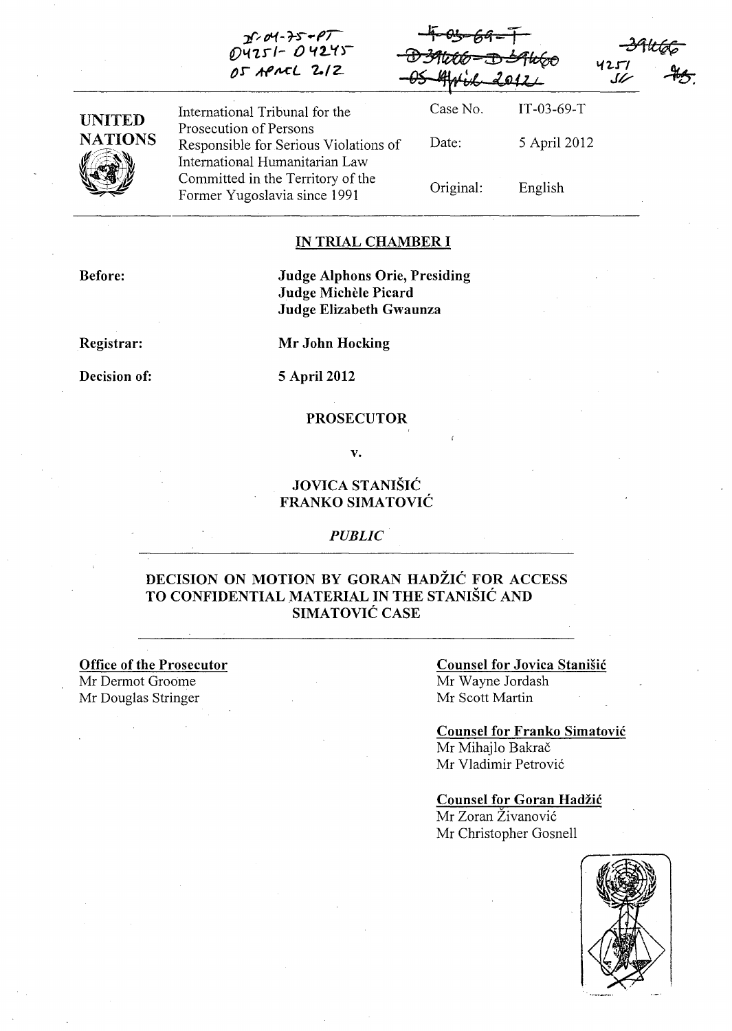IT-04-75-PT
D4251 - D4245
05 APRIL 2012

IT-03-69-T
D39666 - D39660
05 April 2012

39666
4251 SF

| UNITED NATIONS | International Tribunal for the Prosecution of Persons Responsible for Serious Violations of International Humanitarian Law Committed in the Territory of the Former Yugoslavia since 1991 | Case No. | IT-03-69-T |
|---|---|---|---|
| | | Date: | 5 April 2012 |
| | | Original: | English |

## IN TRIAL CHAMBER I

**Before:** **Judge Alphons Orie, Presiding**
**Judge Michèle Picard**
**Judge Elizabeth Gwaunza**

**Registrar:** **Mr John Hocking**

**Decision of:** **5 April 2012**

**PROSECUTOR**

**v.**

**JOVICA STANIŠIĆ**
**FRANKO SIMATOVIĆ**

*PUBLIC*

## DECISION ON MOTION BY GORAN HADŽIĆ FOR ACCESS TO CONFIDENTIAL MATERIAL IN THE STANIŠIĆ AND SIMATOVIĆ CASE

**Office of the Prosecutor**
Mr Dermot Groome
Mr Douglas Stringer

**Counsel for Jovica Stanišić**
Mr Wayne Jordash
Mr Scott Martin

**Counsel for Franko Simatović**
Mr Mihajlo Bakrač
Mr Vladimir Petrović

**Counsel for Goran Hadžić**
Mr Zoran Živanović
Mr Christopher Gosnell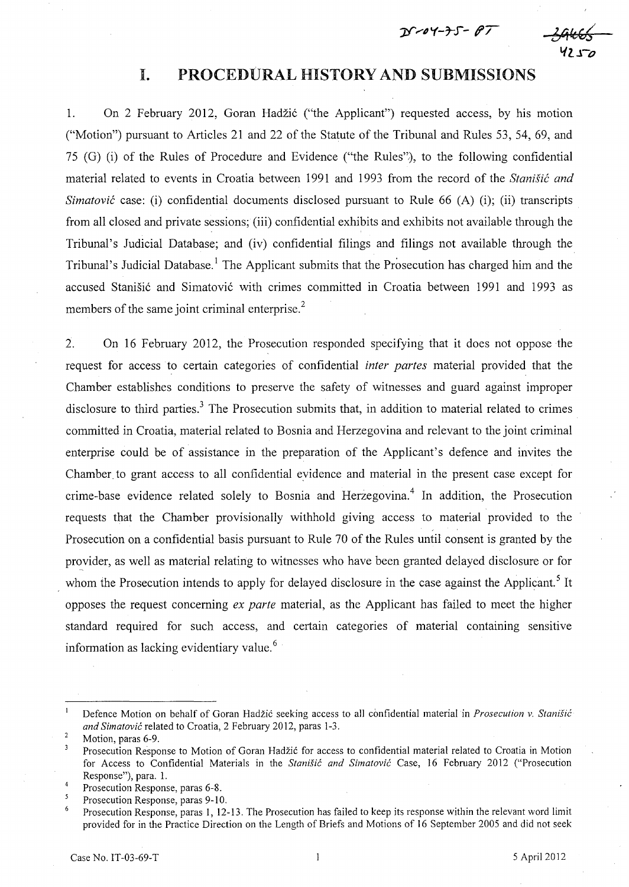# I. PROCEDURAL HISTORY AND SUBMISSIONS

1. On 2 February 2012, Goran Hadžić ("the Applicant") requested access, by his motion ("Motion") pursuant to Articles 21 and 22 of the Statute of the Tribunal and Rules 53, 54, 69, and 75 (G) (i) of the Rules of Procedure and Evidence ("the Rules"), to the following confidential material related to events in Croatia between 1991 and 1993 from the record of the *Stanišić and Simatović* case: (i) confidential documents disclosed pursuant to Rule 66 (A) (i); (ii) transcripts from all closed and private sessions; (iii) confidential exhibits and exhibits not available through the Tribunal's Judicial Database; and (iv) confidential filings and filings not available through the Tribunal's Judicial Database.[1] The Applicant submits that the Prosecution has charged him and the accused Stanišić and Simatović with crimes committed in Croatia between 1991 and 1993 as members of the same joint criminal enterprise.[2]

2. On 16 February 2012, the Prosecution responded specifying that it does not oppose the request for access to certain categories of confidential *inter partes* material provided that the Chamber establishes conditions to preserve the safety of witnesses and guard against improper disclosure to third parties.[3] The Prosecution submits that, in addition to material related to crimes committed in Croatia, material related to Bosnia and Herzegovina and relevant to the joint criminal enterprise could be of assistance in the preparation of the Applicant's defence and invites the Chamber to grant access to all confidential evidence and material in the present case except for crime-base evidence related solely to Bosnia and Herzegovina.[4] In addition, the Prosecution requests that the Chamber provisionally withhold giving access to material provided to the Prosecution on a confidential basis pursuant to Rule 70 of the Rules until consent is granted by the provider, as well as material relating to witnesses who have been granted delayed disclosure or for whom the Prosecution intends to apply for delayed disclosure in the case against the Applicant.[5] It opposes the request concerning *ex parte* material, as the Applicant has failed to meet the higher standard required for such access, and certain categories of material containing sensitive information as lacking evidentiary value.[6]

---

[1] Defence Motion on behalf of Goran Hadžić seeking access to all confidential material in *Prosecution v. Stanišić and Simatović* related to Croatia, 2 February 2012, paras 1-3.

[2] Motion, paras 6-9.

[3] Prosecution Response to Motion of Goran Hadžić for access to confidential material related to Croatia in Motion for Access to Confidential Materials in the *Stanišić and Simatović* Case, 16 February 2012 ("Prosecution Response"), para. 1.

[4] Prosecution Response, paras 6-8.

[5] Prosecution Response, paras 9-10.

[6] Prosecution Response, paras 1, 12-13. The Prosecution has failed to keep its response within the relevant word limit provided for in the Practice Direction on the Length of Briefs and Motions of 16 September 2005 and did not seek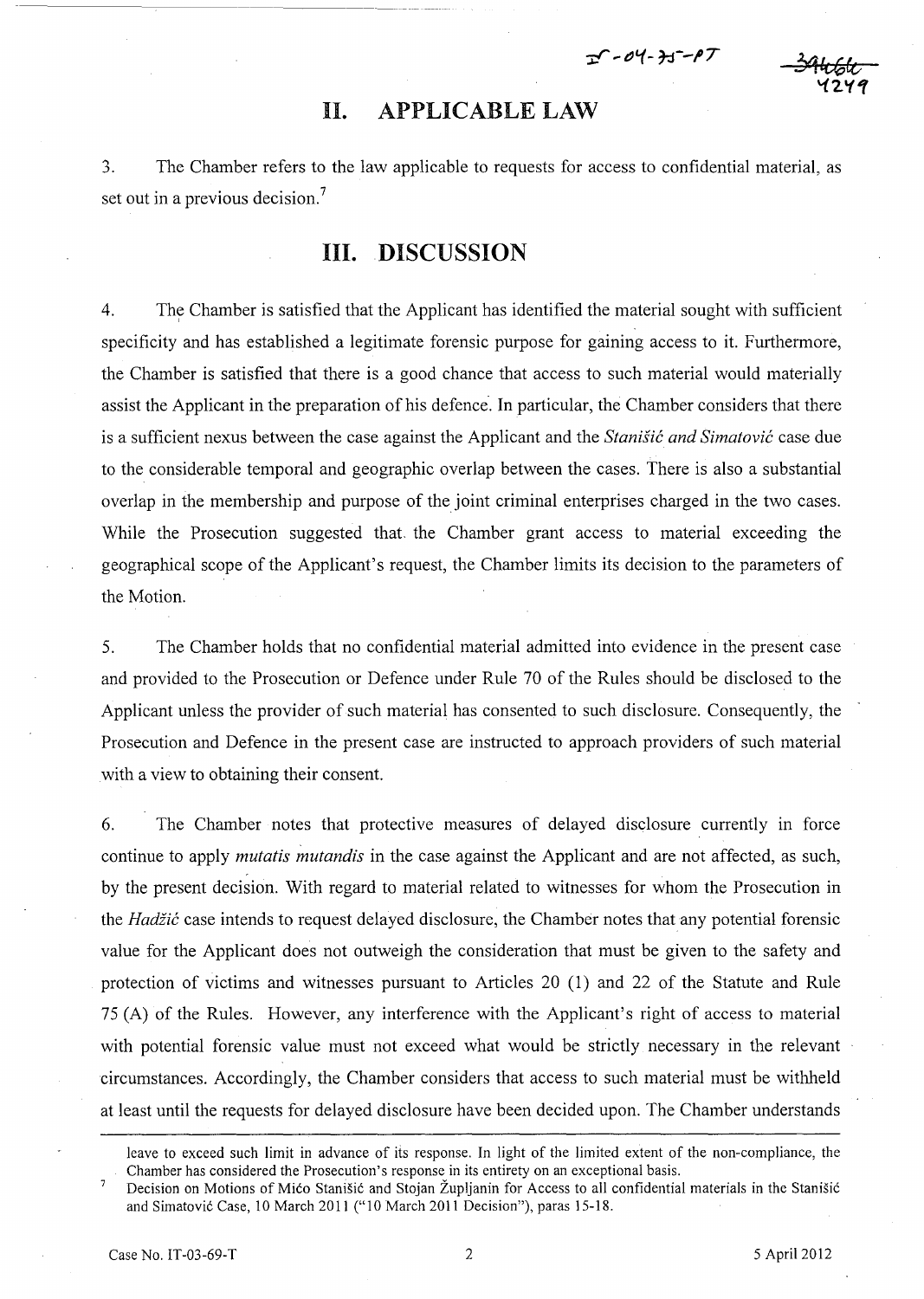## II. APPLICABLE LAW

3. The Chamber refers to the law applicable to requests for access to confidential material, as set out in a previous decision.[7]

## III. DISCUSSION

4. The Chamber is satisfied that the Applicant has identified the material sought with sufficient specificity and has established a legitimate forensic purpose for gaining access to it. Furthermore, the Chamber is satisfied that there is a good chance that access to such material would materially assist the Applicant in the preparation of his defence. In particular, the Chamber considers that there is a sufficient nexus between the case against the Applicant and the *Stanišić and Simatović* case due to the considerable temporal and geographic overlap between the cases. There is also a substantial overlap in the membership and purpose of the joint criminal enterprises charged in the two cases. While the Prosecution suggested that the Chamber grant access to material exceeding the geographical scope of the Applicant's request, the Chamber limits its decision to the parameters of the Motion.

5. The Chamber holds that no confidential material admitted into evidence in the present case and provided to the Prosecution or Defence under Rule 70 of the Rules should be disclosed to the Applicant unless the provider of such material has consented to such disclosure. Consequently, the Prosecution and Defence in the present case are instructed to approach providers of such material with a view to obtaining their consent.

6. The Chamber notes that protective measures of delayed disclosure currently in force continue to apply *mutatis mutandis* in the case against the Applicant and are not affected, as such, by the present decision. With regard to material related to witnesses for whom the Prosecution in the *Hadžić* case intends to request delayed disclosure, the Chamber notes that any potential forensic value for the Applicant does not outweigh the consideration that must be given to the safety and protection of victims and witnesses pursuant to Articles 20 (1) and 22 of the Statute and Rule 75 (A) of the Rules. However, any interference with the Applicant's right of access to material with potential forensic value must not exceed what would be strictly necessary in the relevant circumstances. Accordingly, the Chamber considers that access to such material must be withheld at least until the requests for delayed disclosure have been decided upon. The Chamber understands

---

leave to exceed such limit in advance of its response. In light of the limited extent of the non-compliance, the Chamber has considered the Prosecution's response in its entirety on an exceptional basis.

[7] Decision on Motions of Mićo Stanišić and Stojan Župljanin for Access to all confidential materials in the Stanišić and Simatović Case, 10 March 2011 ("10 March 2011 Decision"), paras 15-18.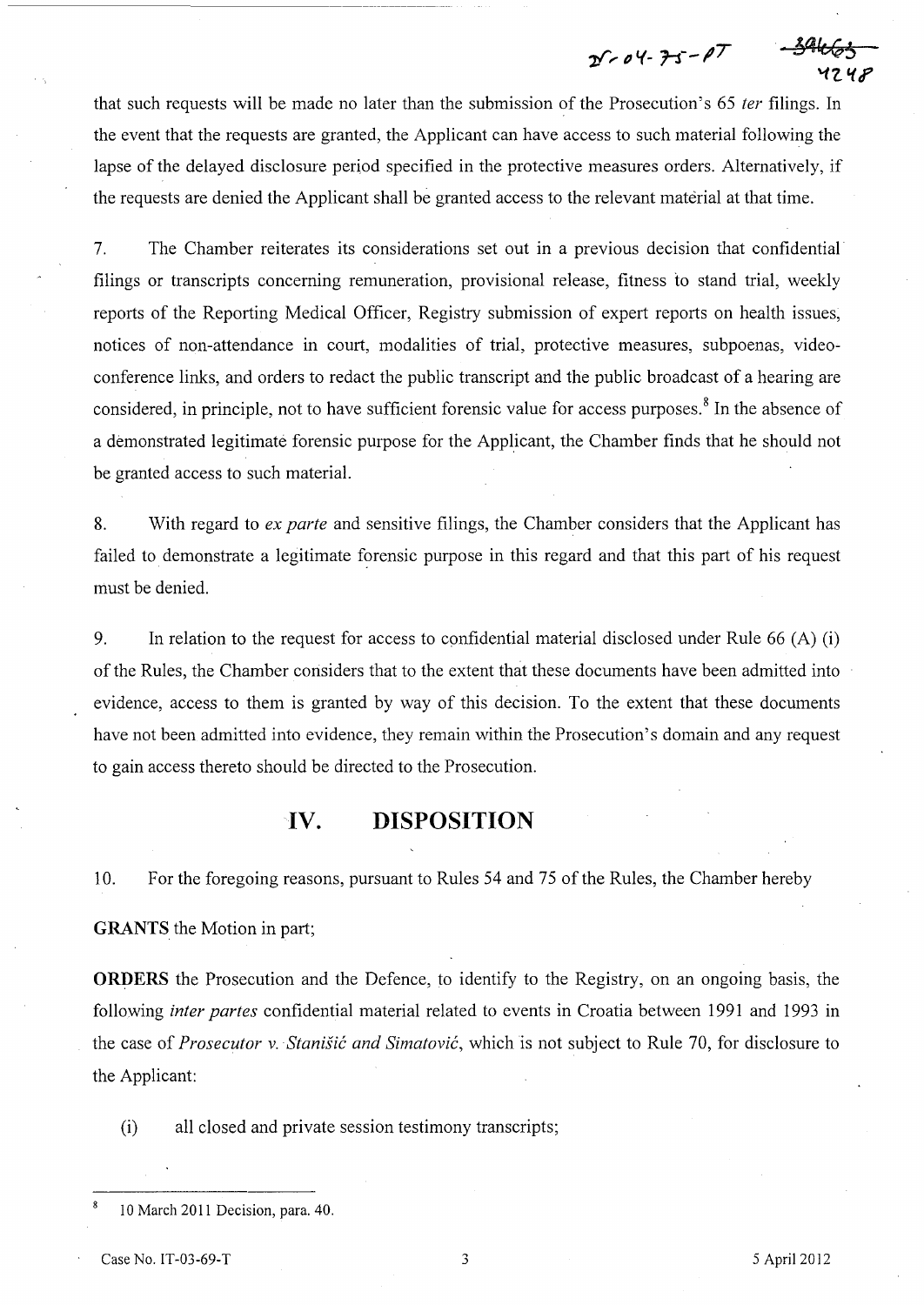that such requests will be made no later than the submission of the Prosecution's 65 *ter* filings. In the event that the requests are granted, the Applicant can have access to such material following the lapse of the delayed disclosure period specified in the protective measures orders. Alternatively, if the requests are denied the Applicant shall be granted access to the relevant material at that time.

7. The Chamber reiterates its considerations set out in a previous decision that confidential filings or transcripts concerning remuneration, provisional release, fitness to stand trial, weekly reports of the Reporting Medical Officer, Registry submission of expert reports on health issues, notices of non-attendance in court, modalities of trial, protective measures, subpoenas, video-conference links, and orders to redact the public transcript and the public broadcast of a hearing are considered, in principle, not to have sufficient forensic value for access purposes.[8] In the absence of a demonstrated legitimate forensic purpose for the Applicant, the Chamber finds that he should not be granted access to such material.

8. With regard to *ex parte* and sensitive filings, the Chamber considers that the Applicant has failed to demonstrate a legitimate forensic purpose in this regard and that this part of his request must be denied.

9. In relation to the request for access to confidential material disclosed under Rule 66 (A) (i) of the Rules, the Chamber considers that to the extent that these documents have been admitted into evidence, access to them is granted by way of this decision. To the extent that these documents have not been admitted into evidence, they remain within the Prosecution's domain and any request to gain access thereto should be directed to the Prosecution.

## IV. DISPOSITION

10. For the foregoing reasons, pursuant to Rules 54 and 75 of the Rules, the Chamber hereby

**GRANTS** the Motion in part;

**ORDERS** the Prosecution and the Defence, to identify to the Registry, on an ongoing basis, the following *inter partes* confidential material related to events in Croatia between 1991 and 1993 in the case of *Prosecutor v. Stanišić and Simatović*, which is not subject to Rule 70, for disclosure to the Applicant:

(i) all closed and private session testimony transcripts;

---

[8] 10 March 2011 Decision, para. 40.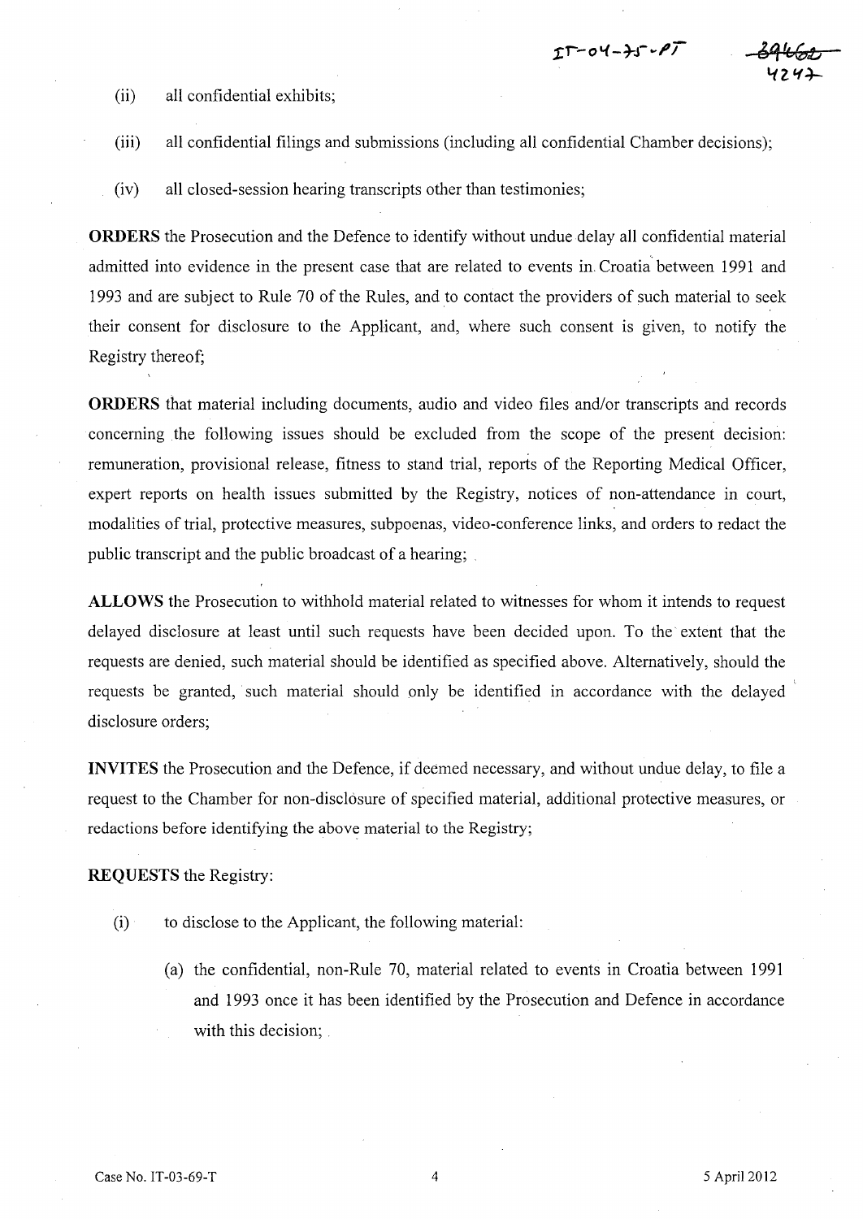(ii) all confidential exhibits;

(iii) all confidential filings and submissions (including all confidential Chamber decisions);

(iv) all closed-session hearing transcripts other than testimonies;

**ORDERS** the Prosecution and the Defence to identify without undue delay all confidential material admitted into evidence in the present case that are related to events in Croatia between 1991 and 1993 and are subject to Rule 70 of the Rules, and to contact the providers of such material to seek their consent for disclosure to the Applicant, and, where such consent is given, to notify the Registry thereof;

**ORDERS** that material including documents, audio and video files and/or transcripts and records concerning the following issues should be excluded from the scope of the present decision: remuneration, provisional release, fitness to stand trial, reports of the Reporting Medical Officer, expert reports on health issues submitted by the Registry, notices of non-attendance in court, modalities of trial, protective measures, subpoenas, video-conference links, and orders to redact the public transcript and the public broadcast of a hearing;

**ALLOWS** the Prosecution to withhold material related to witnesses for whom it intends to request delayed disclosure at least until such requests have been decided upon. To the extent that the requests are denied, such material should be identified as specified above. Alternatively, should the requests be granted, such material should only be identified in accordance with the delayed disclosure orders;

**INVITES** the Prosecution and the Defence, if deemed necessary, and without undue delay, to file a request to the Chamber for non-disclosure of specified material, additional protective measures, or redactions before identifying the above material to the Registry;

**REQUESTS** the Registry:

(i) to disclose to the Applicant, the following material:

(a) the confidential, non-Rule 70, material related to events in Croatia between 1991 and 1993 once it has been identified by the Prosecution and Defence in accordance with this decision;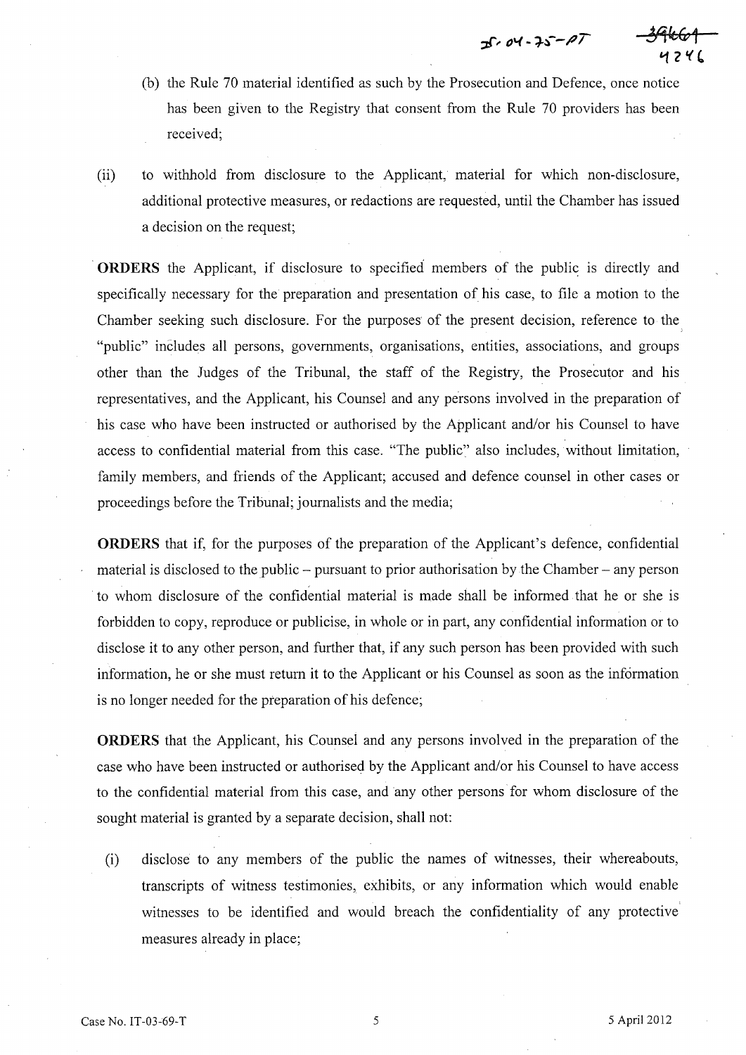(b) the Rule 70 material identified as such by the Prosecution and Defence, once notice has been given to the Registry that consent from the Rule 70 providers has been received;

(ii) to withhold from disclosure to the Applicant, material for which non-disclosure, additional protective measures, or redactions are requested, until the Chamber has issued a decision on the request;

**ORDERS** the Applicant, if disclosure to specified members of the public is directly and specifically necessary for the preparation and presentation of his case, to file a motion to the Chamber seeking such disclosure. For the purposes of the present decision, reference to the "public" includes all persons, governments, organisations, entities, associations, and groups other than the Judges of the Tribunal, the staff of the Registry, the Prosecutor and his representatives, and the Applicant, his Counsel and any persons involved in the preparation of his case who have been instructed or authorised by the Applicant and/or his Counsel to have access to confidential material from this case. "The public" also includes, without limitation, family members, and friends of the Applicant; accused and defence counsel in other cases or proceedings before the Tribunal; journalists and the media;

**ORDERS** that if, for the purposes of the preparation of the Applicant's defence, confidential material is disclosed to the public – pursuant to prior authorisation by the Chamber – any person to whom disclosure of the confidential material is made shall be informed that he or she is forbidden to copy, reproduce or publicise, in whole or in part, any confidential information or to disclose it to any other person, and further that, if any such person has been provided with such information, he or she must return it to the Applicant or his Counsel as soon as the information is no longer needed for the preparation of his defence;

**ORDERS** that the Applicant, his Counsel and any persons involved in the preparation of the case who have been instructed or authorised by the Applicant and/or his Counsel to have access to the confidential material from this case, and any other persons for whom disclosure of the sought material is granted by a separate decision, shall not:

(i) disclose to any members of the public the names of witnesses, their whereabouts, transcripts of witness testimonies, exhibits, or any information which would enable witnesses to be identified and would breach the confidentiality of any protective measures already in place;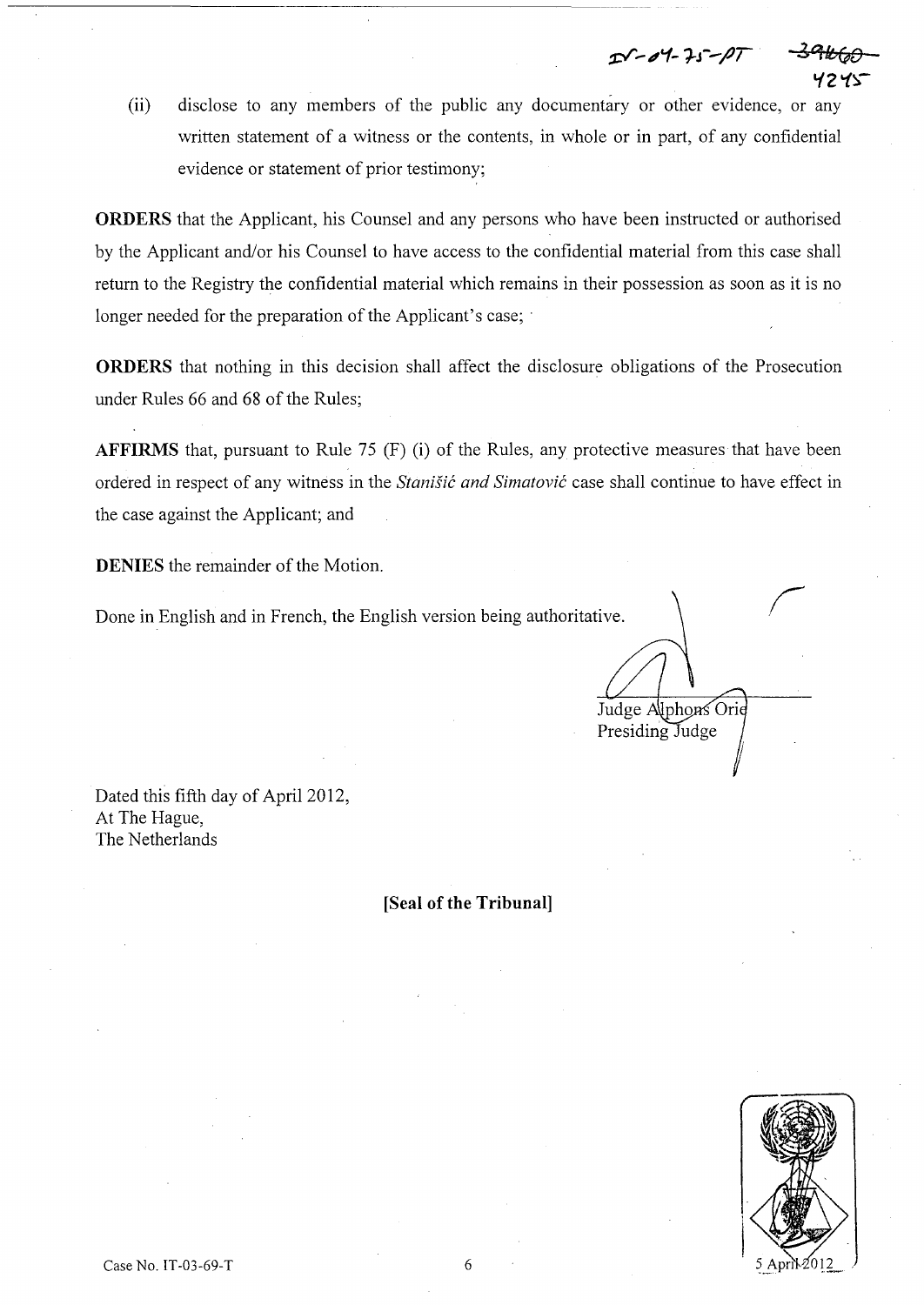(ii) disclose to any members of the public any documentary or other evidence, or any written statement of a witness or the contents, in whole or in part, of any confidential evidence or statement of prior testimony;

**ORDERS** that the Applicant, his Counsel and any persons who have been instructed or authorised by the Applicant and/or his Counsel to have access to the confidential material from this case shall return to the Registry the confidential material which remains in their possession as soon as it is no longer needed for the preparation of the Applicant's case;

**ORDERS** that nothing in this decision shall affect the disclosure obligations of the Prosecution under Rules 66 and 68 of the Rules;

**AFFIRMS** that, pursuant to Rule 75 (F) (i) of the Rules, any protective measures that have been ordered in respect of any witness in the *Stanišić and Simatović* case shall continue to have effect in the case against the Applicant; and

**DENIES** the remainder of the Motion.

Done in English and in French, the English version being authoritative.

Judge Alphons Orie
Presiding Judge

Dated this fifth day of April 2012,
At The Hague,
The Netherlands

**[Seal of the Tribunal]**